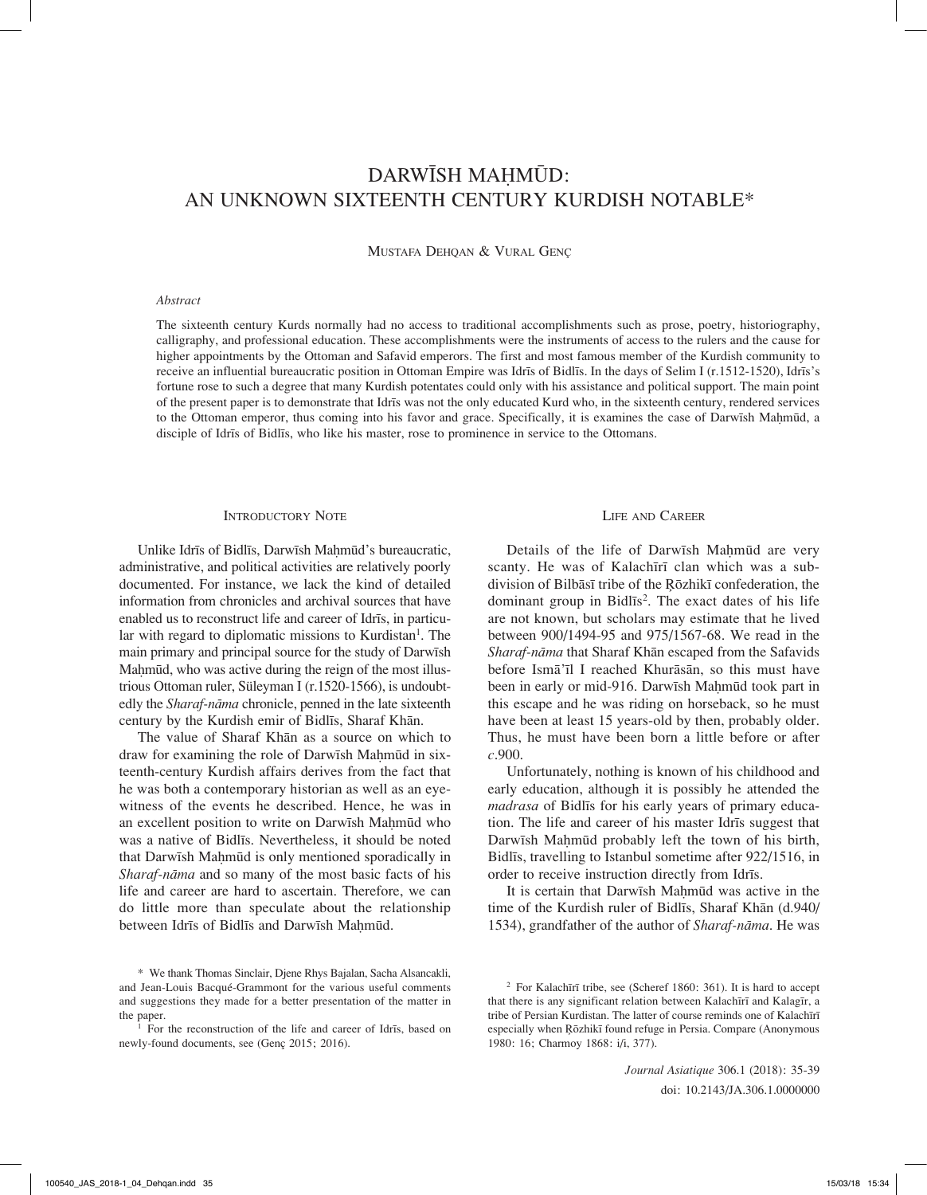# DARWĪSH MAḤMŪD: AN UNKNOWN SIXTEENTH CENTURY KURDISH NOTABLE*

Mustafa Dehqan & Vural Genç

*Abstract*

The sixteenth century Kurds normally had no access to traditional accomplishments such as prose, poetry, historiography, calligraphy, and professional education. These accomplishments were the instruments of access to the rulers and the cause for higher appointments by the Ottoman and Safavid emperors. The first and most famous member of the Kurdish community to receive an influential bureaucratic position in Ottoman Empire was Idrīs of Bidlīs. In the days of Selim I (r.1512-1520), Idrīs's fortune rose to such a degree that many Kurdish potentates could only with his assistance and political support. The main point of the present paper is to demonstrate that Idrīs was not the only educated Kurd who, in the sixteenth century, rendered services to the Ottoman emperor, thus coming into his favor and grace. Specifically, it is examines the case of Darwīsh Maḥmūd, a disciple of Idrīs of Bidlīs, who like his master, rose to prominence in service to the Ottomans.

## Introductory Note

Unlike Idrīs of Bidlīs, Darwīsh Maḥmūd's bureaucratic, administrative, and political activities are relatively poorly documented. For instance, we lack the kind of detailed information from chronicles and archival sources that have enabled us to reconstruct life and career of Idrīs, in particular with regard to diplomatic missions to Kurdistan[1]. The main primary and principal source for the study of Darwīsh Maḥmūd, who was active during the reign of the most illustrious Ottoman ruler, Süleyman I (r.1520-1566), is undoubtedly the *Sharaf-nāma* chronicle, penned in the late sixteenth century by the Kurdish emir of Bidlīs, Sharaf Khān.

The value of Sharaf Khān as a source on which to draw for examining the role of Darwīsh Maḥmūd in sixteenth-century Kurdish affairs derives from the fact that he was both a contemporary historian as well as an eyewitness of the events he described. Hence, he was in an excellent position to write on Darwīsh Maḥmūd who was a native of Bidlīs. Nevertheless, it should be noted that Darwīsh Maḥmūd is only mentioned sporadically in *Sharaf-nāma* and so many of the most basic facts of his life and career are hard to ascertain. Therefore, we can do little more than speculate about the relationship between Idrīs of Bidlīs and Darwīsh Maḥmūd.

## Life and Career

Details of the life of Darwīsh Maḥmūd are very scanty. He was of Kalachīrī clan which was a subdivision of Bilbāsī tribe of the Ṛōzhikī confederation, the dominant group in Bidlīs[2]. The exact dates of his life are not known, but scholars may estimate that he lived between 900/1494-95 and 975/1567-68. We read in the *Sharaf-nāma* that Sharaf Khān escaped from the Safavids before Ismā'īl I reached Khurāsān, so this must have been in early or mid-916. Darwīsh Maḥmūd took part in this escape and he was riding on horseback, so he must have been at least 15 years-old by then, probably older. Thus, he must have been born a little before or after *c*.900.

Unfortunately, nothing is known of his childhood and early education, although it is possibly he attended the *madrasa* of Bidlīs for his early years of primary education. The life and career of his master Idrīs suggest that Darwīsh Maḥmūd probably left the town of his birth, Bidlīs, travelling to Istanbul sometime after 922/1516, in order to receive instruction directly from Idrīs.

It is certain that Darwīsh Maḥmūd was active in the time of the Kurdish ruler of Bidlīs, Sharaf Khān (d.940/1534), grandfather of the author of *Sharaf-nāma*. He was

---

\* We thank Thomas Sinclair, Djene Rhys Bajalan, Sacha Alsancakli, and Jean-Louis Bacqué-Grammont for the various useful comments and suggestions they made for a better presentation of the matter in the paper.

[1] For the reconstruction of the life and career of Idrīs, based on newly-found documents, see (Genç 2015; 2016).

[2] For Kalachīrī tribe, see (Scheref 1860: 361). It is hard to accept that there is any significant relation between Kalachīrī and Kalagīr, a tribe of Persian Kurdistan. The latter of course reminds one of Kalachīrī especially when Ṛōzhikī found refuge in Persia. Compare (Anonymous 1980: 16; Charmoy 1868: i/i, 377).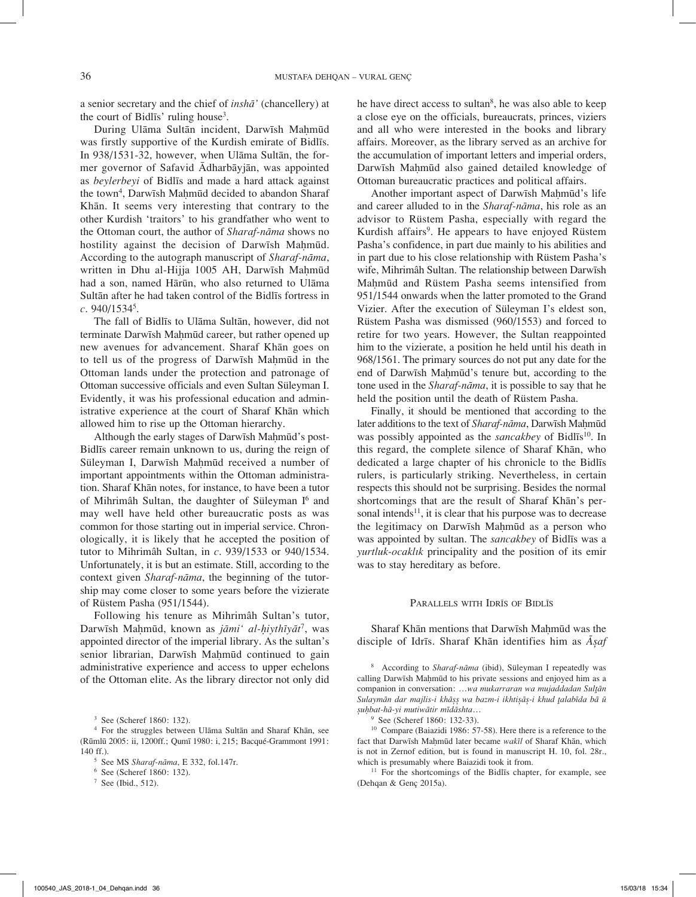a senior secretary and the chief of *inshā'* (chancellery) at the court of Bidlīs' ruling house[3].

During Ulāma Sultān incident, Darwīsh Maḥmūd was firstly supportive of the Kurdish emirate of Bidlīs. In 938/1531-32, however, when Ulāma Sultān, the former governor of Safavid Ādharbāyjān, was appointed as *beylerbeyi* of Bidlīs and made a hard attack against the town[4], Darwīsh Maḥmūd decided to abandon Sharaf Khān. It seems very interesting that contrary to the other Kurdish 'traitors' to his grandfather who went to the Ottoman court, the author of *Sharaf-nāma* shows no hostility against the decision of Darwīsh Maḥmūd. According to the autograph manuscript of *Sharaf-nāma*, written in Dhu al-Hijja 1005 AH, Darwīsh Maḥmūd had a son, named Hārūn, who also returned to Ulāma Sultān after he had taken control of the Bidlīs fortress in *c*. 940/1534[5].

The fall of Bidlīs to Ulāma Sultān, however, did not terminate Darwīsh Maḥmūd career, but rather opened up new avenues for advancement. Sharaf Khān goes on to tell us of the progress of Darwīsh Maḥmūd in the Ottoman lands under the protection and patronage of Ottoman successive officials and even Sultan Süleyman I. Evidently, it was his professional education and administrative experience at the court of Sharaf Khān which allowed him to rise up the Ottoman hierarchy.

Although the early stages of Darwīsh Maḥmūd's post-Bidlīs career remain unknown to us, during the reign of Süleyman I, Darwīsh Maḥmūd received a number of important appointments within the Ottoman administration. Sharaf Khān notes, for instance, to have been a tutor of Mihrimâh Sultan, the daughter of Süleyman I[6] and may well have held other bureaucratic posts as was common for those starting out in imperial service. Chronologically, it is likely that he accepted the position of tutor to Mihrimâh Sultan, in *c*. 939/1533 or 940/1534. Unfortunately, it is but an estimate. Still, according to the context given *Sharaf-nāma*, the beginning of the tutorship may come closer to some years before the vizierate of Rüstem Pasha (951/1544).

Following his tenure as Mihrimâh Sultan's tutor, Darwīsh Maḥmūd, known as *jāmi' al-ḥiythīyāt*[7], was appointed director of the imperial library. As the sultan's senior librarian, Darwīsh Maḥmūd continued to gain administrative experience and access to upper echelons of the Ottoman elite. As the library director not only did he have direct access to sultan[8], he was also able to keep a close eye on the officials, bureaucrats, princes, viziers and all who were interested in the books and library affairs. Moreover, as the library served as an archive for the accumulation of important letters and imperial orders, Darwīsh Maḥmūd also gained detailed knowledge of Ottoman bureaucratic practices and political affairs.

Another important aspect of Darwīsh Maḥmūd's life and career alluded to in the *Sharaf-nāma*, his role as an advisor to Rüstem Pasha, especially with regard the Kurdish affairs[9]. He appears to have enjoyed Rüstem Pasha's confidence, in part due mainly to his abilities and in part due to his close relationship with Rüstem Pasha's wife, Mihrimâh Sultan. The relationship between Darwīsh Maḥmūd and Rüstem Pasha seems intensified from 951/1544 onwards when the latter promoted to the Grand Vizier. After the execution of Süleyman I's eldest son, Rüstem Pasha was dismissed (960/1553) and forced to retire for two years. However, the Sultan reappointed him to the vizierate, a position he held until his death in 968/1561. The primary sources do not put any date for the end of Darwīsh Maḥmūd's tenure but, according to the tone used in the *Sharaf-nāma*, it is possible to say that he held the position until the death of Rüstem Pasha.

Finally, it should be mentioned that according to the later additions to the text of *Sharaf-nāma*, Darwīsh Maḥmūd was possibly appointed as the *sancakbey* of Bidlīs[10]. In this regard, the complete silence of Sharaf Khān, who dedicated a large chapter of his chronicle to the Bidlīs rulers, is particularly striking. Nevertheless, in certain respects this should not be surprising. Besides the normal shortcomings that are the result of Sharaf Khān's personal intends[11], it is clear that his purpose was to decrease the legitimacy on Darwīsh Maḥmūd as a person who was appointed by sultan. The *sancakbey* of Bidlīs was a *yurtluk-ocaklık* principality and the position of its emir was to stay hereditary as before.

## Parallels with Idrīs of Bidlīs

Sharaf Khān mentions that Darwīsh Maḥmūd was the disciple of Idrīs. Sharaf Khān identifies him as *Āṣaf*

---

[3] See (Scheref 1860: 132).

[4] For the struggles between Ulāma Sultān and Sharaf Khān, see (Rūmlū 2005: ii, 1200ff.; Qumī 1980: i, 215; Bacqué-Grammont 1991: 140 ff.).

[5] See MS *Sharaf-nāma*, E 332, fol.147r.

[6] See (Scheref 1860: 132).

[7] See (Ibid., 512).

[8] According to *Sharaf-nāma* (ibid), Süleyman I repeatedly was calling Darwīsh Maḥmūd to his private sessions and enjoyed him as a companion in conversation: *…wa mukarraran wa mujaddadan Sulṭān Sulaymān dar majlis-i khāṣṣ wa bazm-i ikhtiṣāṣ-i khud ṭalabīda bā ū ṣuḥbat-hā-yi mutiwātir mīdāshta…*

[9] See (Scheref 1860: 132-33).

[10] Compare (Baiazidi 1986: 57-58). Here there is a reference to the fact that Darwīsh Maḥmūd later became *wakīl* of Sharaf Khān, which is not in Zernof edition, but is found in manuscript H. 10, fol. 28r., which is presumably where Baiazidi took it from.

[11] For the shortcomings of the Bidlīs chapter, for example, see (Dehqan & Genç 2015a).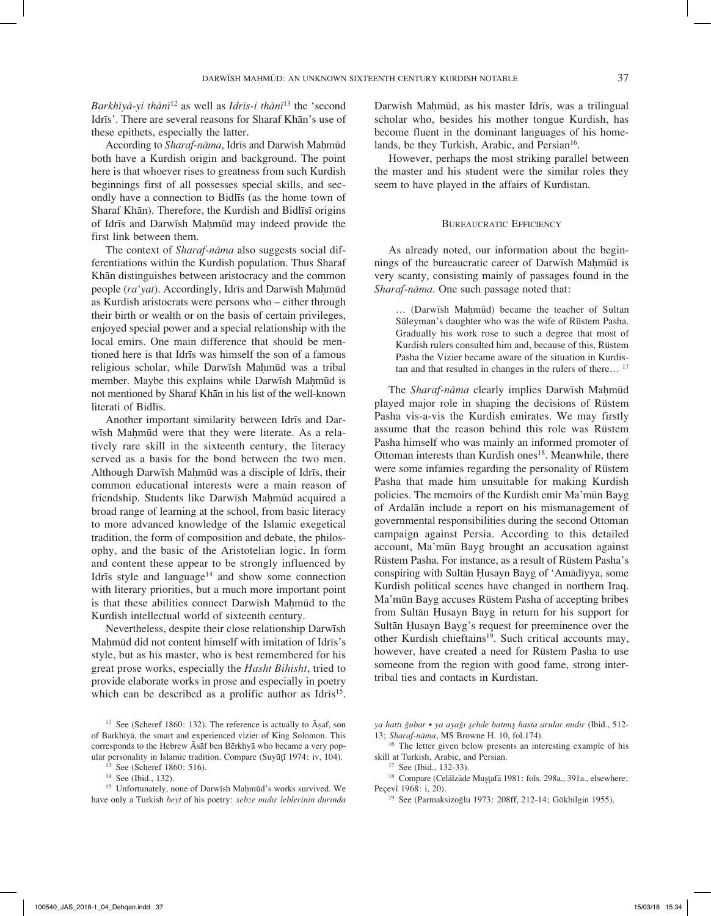*Barkhīyā-yi thānī*[12] as well as *Idrīs-i thānī*[13] the 'second Idrīs'. There are several reasons for Sharaf Khān's use of these epithets, especially the latter.

According to *Sharaf-nāma*, Idrīs and Darwīsh Maḥmūd both have a Kurdish origin and background. The point here is that whoever rises to greatness from such Kurdish beginnings first of all possesses special skills, and secondly have a connection to Bidlīs (as the home town of Sharaf Khān). Therefore, the Kurdish and Bidlīsī origins of Idrīs and Darwīsh Maḥmūd may indeed provide the first link between them.

The context of *Sharaf-nāma* also suggests social differentiations within the Kurdish population. Thus Sharaf Khān distinguishes between aristocracy and the common people (*ra'yat*). Accordingly, Idrīs and Darwīsh Maḥmūd as Kurdish aristocrats were persons who – either through their birth or wealth or on the basis of certain privileges, enjoyed special power and a special relationship with the local emirs. One main difference that should be mentioned here is that Idrīs was himself the son of a famous religious scholar, while Darwīsh Maḥmūd was a tribal member. Maybe this explains while Darwīsh Maḥmūd is not mentioned by Sharaf Khān in his list of the well-known literati of Bidlīs.

Another important similarity between Idrīs and Darwīsh Maḥmūd were that they were literate. As a relatively rare skill in the sixteenth century, the literacy served as a basis for the bond between the two men. Although Darwīsh Maḥmūd was a disciple of Idrīs, their common educational interests were a main reason of friendship. Students like Darwīsh Maḥmūd acquired a broad range of learning at the school, from basic literacy to more advanced knowledge of the Islamic exegetical tradition, the form of composition and debate, the philosophy, and the basic of the Aristotelian logic. In form and content these appear to be strongly influenced by Idrīs style and language[14] and show some connection with literary priorities, but a much more important point is that these abilities connect Darwīsh Maḥmūd to the Kurdish intellectual world of sixteenth century.

Nevertheless, despite their close relationship Darwīsh Maḥmūd did not content himself with imitation of Idrīs's style, but as his master, who is best remembered for his great prose works, especially the *Hasht Bihisht*, tried to provide elaborate works in prose and especially in poetry which can be described as a prolific author as Idrīs[15].

Darwīsh Maḥmūd, as his master Idrīs, was a trilingual scholar who, besides his mother tongue Kurdish, has become fluent in the dominant languages of his homelands, be they Turkish, Arabic, and Persian[16].

However, perhaps the most striking parallel between the master and his student were the similar roles they seem to have played in the affairs of Kurdistan.

## Bureaucratic Efficiency

As already noted, our information about the beginnings of the bureaucratic career of Darwīsh Maḥmūd is very scanty, consisting mainly of passages found in the *Sharaf-nāma*. One such passage noted that:

> … (Darwīsh Maḥmūd) became the teacher of Sultan Süleyman's daughter who was the wife of Rüstem Pasha. Gradually his work rose to such a degree that most of Kurdish rulers consulted him and, because of this, Rüstem Pasha the Vizier became aware of the situation in Kurdistan and that resulted in changes in the rulers of there… [17]

The *Sharaf-nāma* clearly implies Darwīsh Maḥmūd played major role in shaping the decisions of Rüstem Pasha vis-a-vis the Kurdish emirates. We may firstly assume that the reason behind this role was Rüstem Pasha himself who was mainly an informed promoter of Ottoman interests than Kurdish ones[18]. Meanwhile, there were some infamies regarding the personality of Rüstem Pasha that made him unsuitable for making Kurdish policies. The memoirs of the Kurdish emir Ma'mūn Bayg of Ardalān include a report on his mismanagement of governmental responsibilities during the second Ottoman campaign against Persia. According to this detailed account, Ma'mūn Bayg brought an accusation against Rüstem Pasha. For instance, as a result of Rüstem Pasha's conspiring with Sultān Ḥusayn Bayg of 'Amādīyya, some Kurdish political scenes have changed in northern Iraq. Ma'mūn Bayg accuses Rüstem Pasha of accepting bribes from Sultān Ḥusayn Bayg in return for his support for Sultān Ḥusayn Bayg's request for preeminence over the other Kurdish chieftains[19]. Such critical accounts may, however, have created a need for Rüstem Pasha to use someone from the region with good fame, strong intertribal ties and contacts in Kurdistan.

---

[12] See (Scheref 1860: 132). The reference is actually to Āṣaf, son of Barkhīyā, the smart and experienced vizier of King Solomon. This corresponds to the Hebrew Āsāf ben Bērkhyā who became a very popular personality in Islamic tradition. Compare (Suyūṭī 1974: iv, 104).

[13] See (Scheref 1860: 516).

[14] See (Ibid., 132).

[15] Unfortunately, none of Darwīsh Maḥmūd's works survived. We have only a Turkish *beyt* of his poetry: *sebze mıdır leblerinin durında ya hattı ğubar • ya ayağı şehde batmış hasta arular mıdır* (Ibid., 512-13; *Sharaf-nāma*, MS Browne H. 10, fol.174).

[16] The letter given below presents an interesting example of his skill at Turkish, Arabic, and Persian.

[17] See (Ibid., 132-33).

[18] Compare (Celālzāde Muṣṭafā 1981: fols. 298a., 391a., elsewhere; Peçevî 1968: i, 20).

[19] See (Parmaksizoğlu 1973: 208ff, 212-14; Gökbilgin 1955).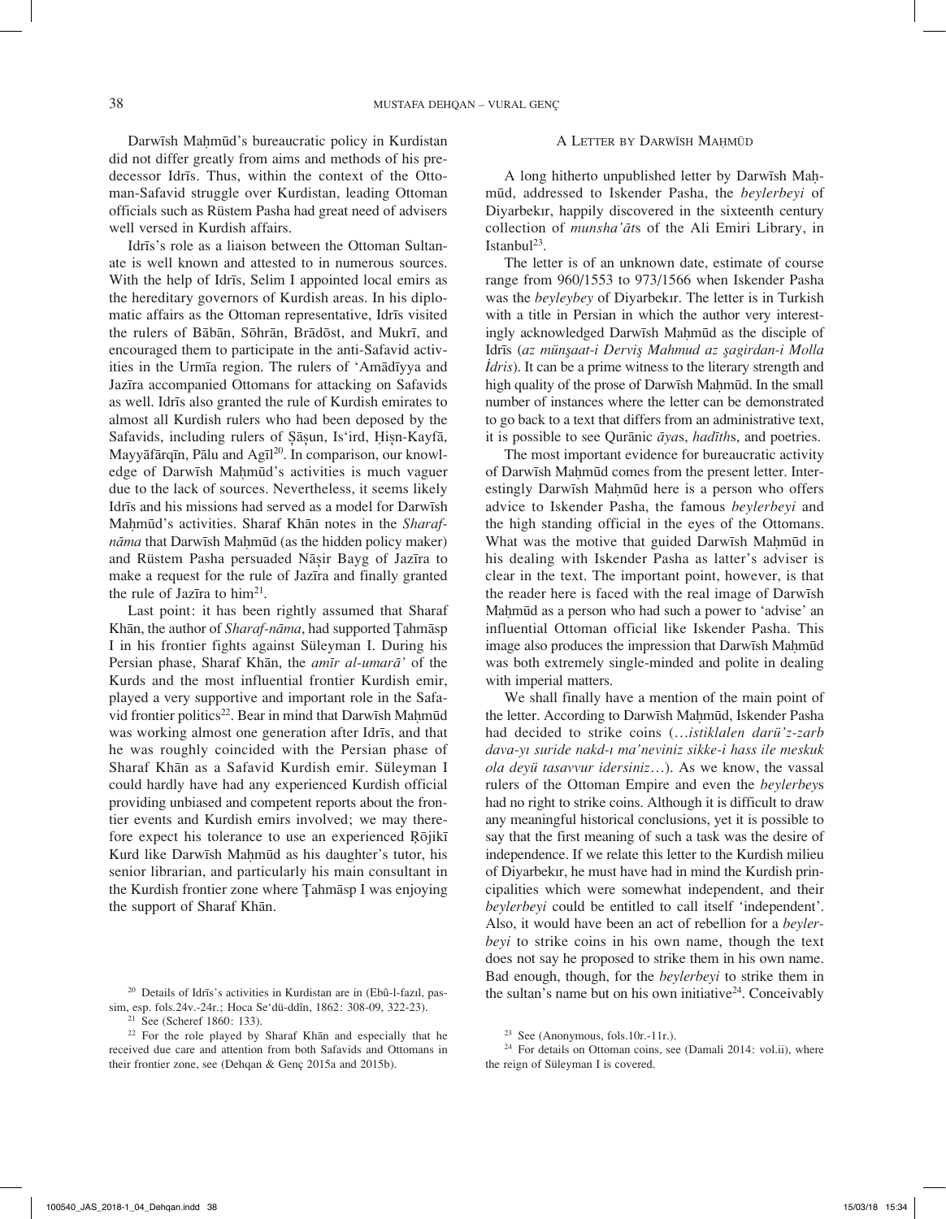Darwīsh Maḥmūd's bureaucratic policy in Kurdistan did not differ greatly from aims and methods of his predecessor Idrīs. Thus, within the context of the Ottoman-Safavid struggle over Kurdistan, leading Ottoman officials such as Rüstem Pasha had great need of advisers well versed in Kurdish affairs.

Idrīs's role as a liaison between the Ottoman Sultanate is well known and attested to in numerous sources. With the help of Idrīs, Selim I appointed local emirs as the hereditary governors of Kurdish areas. In his diplomatic affairs as the Ottoman representative, Idrīs visited the rulers of Bābān, Sōhrān, Brādōst, and Mukrī, and encouraged them to participate in the anti-Safavid activities in the Urmīa region. The rulers of 'Amādīyya and Jazīra accompanied Ottomans for attacking on Safavids as well. Idrīs also granted the rule of Kurdish emirates to almost all Kurdish rulers who had been deposed by the Safavids, including rulers of Ṣāṣun, Is'ird, Ḥiṣn-Kayfā, Mayyāfārqīn, Pālu and Agīl[20]. In comparison, our knowledge of Darwīsh Maḥmūd's activities is much vaguer due to the lack of sources. Nevertheless, it seems likely Idrīs and his missions had served as a model for Darwīsh Maḥmūd's activities. Sharaf Khān notes in the *Sharaf-nāma* that Darwīsh Maḥmūd (as the hidden policy maker) and Rüstem Pasha persuaded Nāṣir Bayg of Jazīra to make a request for the rule of Jazīra and finally granted the rule of Jazīra to him[21].

Last point: it has been rightly assumed that Sharaf Khān, the author of *Sharaf-nāma*, had supported Ṭahmāsp I in his frontier fights against Süleyman I. During his Persian phase, Sharaf Khān, the *amīr al-umarā'* of the Kurds and the most influential frontier Kurdish emir, played a very supportive and important role in the Safavid frontier politics[22]. Bear in mind that Darwīsh Maḥmūd was working almost one generation after Idrīs, and that he was roughly coincided with the Persian phase of Sharaf Khān as a Safavid Kurdish emir. Süleyman I could hardly have had any experienced Kurdish official providing unbiased and competent reports about the frontier events and Kurdish emirs involved; we may therefore expect his tolerance to use an experienced Ṛōjikī Kurd like Darwīsh Maḥmūd as his daughter's tutor, his senior librarian, and particularly his main consultant in the Kurdish frontier zone where Ṭahmāsp I was enjoying the support of Sharaf Khān.

## A Letter by Darwīsh Maḥmūd

A long hitherto unpublished letter by Darwīsh Maḥmūd, addressed to Iskender Pasha, the *beylerbeyi* of Diyarbekır, happily discovered in the sixteenth century collection of *munsha'āt*s of the Ali Emiri Library, in Istanbul[23].

The letter is of an unknown date, estimate of course range from 960/1553 to 973/1566 when Iskender Pasha was the *beyleybey* of Diyarbekır. The letter is in Turkish with a title in Persian in which the author very interestingly acknowledged Darwīsh Maḥmūd as the disciple of Idrīs (*az münşaat-i Derviş Mahmud az şagirdan-i Molla İdris*). It can be a prime witness to the literary strength and high quality of the prose of Darwīsh Maḥmūd. In the small number of instances where the letter can be demonstrated to go back to a text that differs from an administrative text, it is possible to see Qurānic *āya*s, *hadīth*s, and poetries.

The most important evidence for bureaucratic activity of Darwīsh Maḥmūd comes from the present letter. Interestingly Darwīsh Maḥmūd here is a person who offers advice to Iskender Pasha, the famous *beylerbeyi* and the high standing official in the eyes of the Ottomans. What was the motive that guided Darwīsh Maḥmūd in his dealing with Iskender Pasha as latter's adviser is clear in the text. The important point, however, is that the reader here is faced with the real image of Darwīsh Maḥmūd as a person who had such a power to 'advise' an influential Ottoman official like Iskender Pasha. This image also produces the impression that Darwīsh Maḥmūd was both extremely single-minded and polite in dealing with imperial matters.

We shall finally have a mention of the main point of the letter. According to Darwīsh Maḥmūd, Iskender Pasha had decided to strike coins (…*istiklalen darü'z-zarb dava-yı suride nakd-ı ma'neviniz sikke-i hass ile meskuk ola deyü tasavvur idersiniz*…). As we know, the vassal rulers of the Ottoman Empire and even the *beylerbey*s had no right to strike coins. Although it is difficult to draw any meaningful historical conclusions, yet it is possible to say that the first meaning of such a task was the desire of independence. If we relate this letter to the Kurdish milieu of Diyarbekır, he must have had in mind the Kurdish principalities which were somewhat independent, and their *beylerbeyi* could be entitled to call itself 'independent'. Also, it would have been an act of rebellion for a *beylerbeyi* to strike coins in his own name, though the text does not say he proposed to strike them in his own name. Bad enough, though, for the *beylerbeyi* to strike them in the sultan's name but on his own initiative[24]. Conceivably

---

[20] Details of Idrīs's activities in Kurdistan are in (Ebû-l-fazıl, passim, esp. fols.24v.-24r.; Hoca Se'dü-ddîn, 1862: 308-09, 322-23).

[21] See (Scheref 1860: 133).

[22] For the role played by Sharaf Khān and especially that he received due care and attention from both Safavids and Ottomans in their frontier zone, see (Dehqan & Genç 2015a and 2015b).

[23] See (Anonymous, fols.10r.-11r.).

[24] For details on Ottoman coins, see (Damali 2014: vol.ii), where the reign of Süleyman I is covered.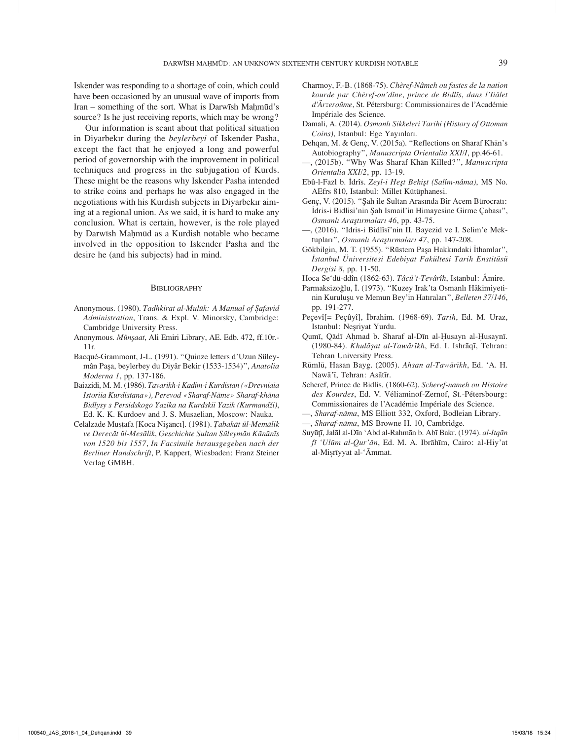Iskender was responding to a shortage of coin, which could have been occasioned by an unusual wave of imports from Iran – something of the sort. What is Darwīsh Maḥmūd's source? Is he just receiving reports, which may be wrong?

Our information is scant about that political situation in Diyarbekır during the *beylerbeyi* of Iskender Pasha, except the fact that he enjoyed a long and powerful period of governorship with the improvement in political techniques and progress in the subjugation of Kurds. These might be the reasons why Iskender Pasha intended to strike coins and perhaps he was also engaged in the negotiations with his Kurdish subjects in Diyarbekır aiming at a regional union. As we said, it is hard to make any conclusion. What is certain, however, is the role played by Darwīsh Maḥmūd as a Kurdish notable who became involved in the opposition to Iskender Pasha and the desire he (and his subjects) had in mind.

## Bibliography

Anonymous. (1980). *Tadhkirat al-Mulūk: A Manual of Ṣafavid Administration*, Trans. & Expl. V. Minorsky, Cambridge: Cambridge University Press.

Anonymous. *Münşaat*, Ali Emiri Library, AE. Edb. 472, ff.10r.-11r.

Bacqué-Grammont, J-L. (1991). "Quinze letters d'Uzun Süleymân Paşa, beylerbey du Diyâr Bekir (1533-1534)", *Anatolia Moderna 1*, pp. 137-186.

Baiazidi, M. M. (1986). *Tavarikh-i Kadim-i Kurdistan («Drevniaia Istoriia Kurdistana»), Perevod «Sharaf-Nāme» Sharaf-khāna Bidlysy s Persidskogo Yazika na Kurdskii Yazik (Kurmandži)*, Ed. K. K. Kurdoev and J. S. Musaelian, Moscow: Nauka.

Celālzāde Muṣṭafā [Koca Nişāncı]. (1981). *Ṭabakāt ül-Memālik ve Derecāt ül-Mesālik, Geschichte Sultan Süleymān Kānūnīs von 1520 bis 1557, In Facsimile herausgegeben nach der Berliner Handschrift*, P. Kappert, Wiesbaden: Franz Steiner Verlag GMBH.

Charmoy, F.-B. (1868-75). *Chèref-Nâmeh ou fastes de la nation kourde par Chèref-ou'dîne, prince de Bidlîs, dans l'Iiâlet d'Ärzeroûme*, St. Pétersburg: Commissionaires de l'Académie Impériale des Science.

Damali, A. (2014). *Osmanlı Sikkeleri Tarihi (History of Ottoman Coins)*, Istanbul: Ege Yayınları.

Dehqan, M. & Genç, V. (2015a). "Reflections on Sharaf Khān's Autobiography", *Manuscripta Orientalia XXI/1*, pp.46-61.

—, (2015b). "Why Was Sharaf Khān Killed?", *Manuscripta Orientalia XXI/2*, pp. 13-19.

Ebû-l-Fazl b. İdrîs. *Zeyl-i Heşt Behişt (Salîm-nâma)*, MS No. AEfrs 810, Istanbul: Millet Kütüphanesi.

Genç, V. (2015). "Şah ile Sultan Arasında Bir Acem Bürocratı: İdris-i Bidlisi'nin Şah Ismail'in Himayesine Girme Çabası", *Osmanlı Araştırmaları 46*, pp. 43-75.

—, (2016). "Idris-i Bidlîsî'nin II. Bayezid ve I. Selim'e Mektupları", *Osmanlı Araştırmaları 47*, pp. 147-208.

Gökbilgin, M. T. (1955). "Rüstem Paşa Hakkındaki İthamlar", *İstanbul Üniversitesi Edebiyat Fakültesi Tarih Enstitüsü Dergisi 8*, pp. 11-50.

Hoca Se'dü-ddîn (1862-63). *Tâcü't-Tevârîh*, Istanbul: Âmire.

Parmaksizoğlu, İ. (1973). "Kuzey Irak'ta Osmanlı Hâkimiyetinin Kuruluşu ve Memun Bey'in Hatıraları", *Belleten 37/146*, pp. 191-277.

Peçevî[= Peçûyî], İbrahim. (1968-69). *Tarih*, Ed. M. Uraz, Istanbul: Neşriyat Yurdu.

Qumī, Qādī Aḥmad b. Sharaf al-Dīn al-Ḥusayn al-Ḥusaynī. (1980-84). *Khulāṣat al-Tawārīkh*, Ed. I. Ishrāqī, Tehran: Tehran University Press.

Rūmlū, Hasan Bayg. (2005). *Ahsan al-Tawārīkh*, Ed. 'A. H. Nawā'ī, Tehran: Asātīr.

Scheref, Prince de Bidlis. (1860-62). *Scheref-nameh ou Histoire des Kourdes*, Ed. V. Véliaminof-Zernof, St.-Pétersbourg: Commissionaires de l'Académie Impériale des Science.

—, *Sharaf-nāma*, MS Elliott 332, Oxford, Bodleian Library.

—, *Sharaf-nāma*, MS Browne H. 10, Cambridge.

Suyūṭī, Jalāl al-Dīn 'Abd al-Rahmān b. Abī Bakr. (1974). *al-Itqān fī 'Ulūm al-Qur'ān*, Ed. M. A. Ibrāhīm, Cairo: al-Hiy'at al-Miṣrīyyat al-'Āmmat.